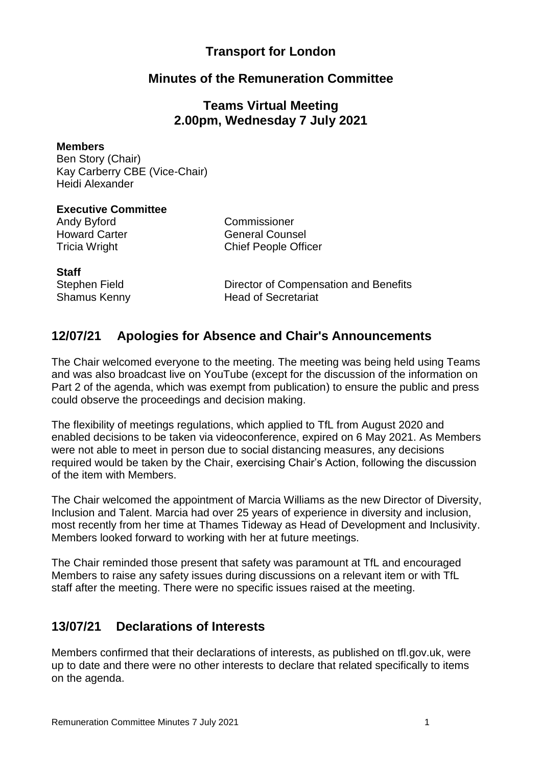# Transport for London

## Minutes of the Remuneration Committee

## Teams Virtual Meeting
## 2.00pm, Wednesday 7 July 2021

**Members**
Ben Story (Chair)
Kay Carberry CBE (Vice-Chair)
Heidi Alexander

**Executive Committee**

| | |
|---|---|
| Andy Byford | Commissioner |
| Howard Carter | General Counsel |
| Tricia Wright | Chief People Officer |

**Staff**

| | |
|---|---|
| Stephen Field | Director of Compensation and Benefits |
| Shamus Kenny | Head of Secretariat |

## 12/07/21 Apologies for Absence and Chair's Announcements

The Chair welcomed everyone to the meeting. The meeting was being held using Teams and was also broadcast live on YouTube (except for the discussion of the information on Part 2 of the agenda, which was exempt from publication) to ensure the public and press could observe the proceedings and decision making.

The flexibility of meetings regulations, which applied to TfL from August 2020 and enabled decisions to be taken via videoconference, expired on 6 May 2021. As Members were not able to meet in person due to social distancing measures, any decisions required would be taken by the Chair, exercising Chair's Action, following the discussion of the item with Members.

The Chair welcomed the appointment of Marcia Williams as the new Director of Diversity, Inclusion and Talent. Marcia had over 25 years of experience in diversity and inclusion, most recently from her time at Thames Tideway as Head of Development and Inclusivity. Members looked forward to working with her at future meetings.

The Chair reminded those present that safety was paramount at TfL and encouraged Members to raise any safety issues during discussions on a relevant item or with TfL staff after the meeting. There were no specific issues raised at the meeting.

## 13/07/21 Declarations of Interests

Members confirmed that their declarations of interests, as published on tfl.gov.uk, were up to date and there were no other interests to declare that related specifically to items on the agenda.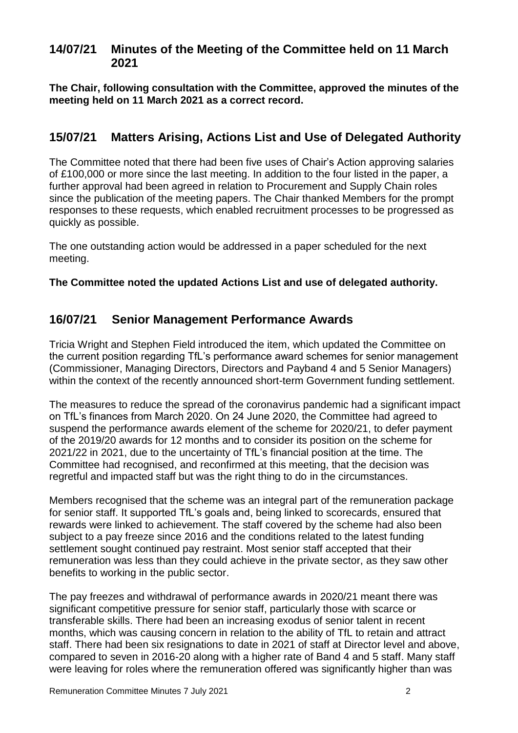## 14/07/21 Minutes of the Meeting of the Committee held on 11 March 2021

**The Chair, following consultation with the Committee, approved the minutes of the meeting held on 11 March 2021 as a correct record.**

## 15/07/21 Matters Arising, Actions List and Use of Delegated Authority

The Committee noted that there had been five uses of Chair's Action approving salaries of £100,000 or more since the last meeting. In addition to the four listed in the paper, a further approval had been agreed in relation to Procurement and Supply Chain roles since the publication of the meeting papers. The Chair thanked Members for the prompt responses to these requests, which enabled recruitment processes to be progressed as quickly as possible.

The one outstanding action would be addressed in a paper scheduled for the next meeting.

**The Committee noted the updated Actions List and use of delegated authority.**

## 16/07/21 Senior Management Performance Awards

Tricia Wright and Stephen Field introduced the item, which updated the Committee on the current position regarding TfL's performance award schemes for senior management (Commissioner, Managing Directors, Directors and Payband 4 and 5 Senior Managers) within the context of the recently announced short-term Government funding settlement.

The measures to reduce the spread of the coronavirus pandemic had a significant impact on TfL's finances from March 2020. On 24 June 2020, the Committee had agreed to suspend the performance awards element of the scheme for 2020/21, to defer payment of the 2019/20 awards for 12 months and to consider its position on the scheme for 2021/22 in 2021, due to the uncertainty of TfL's financial position at the time. The Committee had recognised, and reconfirmed at this meeting, that the decision was regretful and impacted staff but was the right thing to do in the circumstances.

Members recognised that the scheme was an integral part of the remuneration package for senior staff. It supported TfL's goals and, being linked to scorecards, ensured that rewards were linked to achievement. The staff covered by the scheme had also been subject to a pay freeze since 2016 and the conditions related to the latest funding settlement sought continued pay restraint. Most senior staff accepted that their remuneration was less than they could achieve in the private sector, as they saw other benefits to working in the public sector.

The pay freezes and withdrawal of performance awards in 2020/21 meant there was significant competitive pressure for senior staff, particularly those with scarce or transferable skills. There had been an increasing exodus of senior talent in recent months, which was causing concern in relation to the ability of TfL to retain and attract staff. There had been six resignations to date in 2021 of staff at Director level and above, compared to seven in 2016-20 along with a higher rate of Band 4 and 5 staff. Many staff were leaving for roles where the remuneration offered was significantly higher than was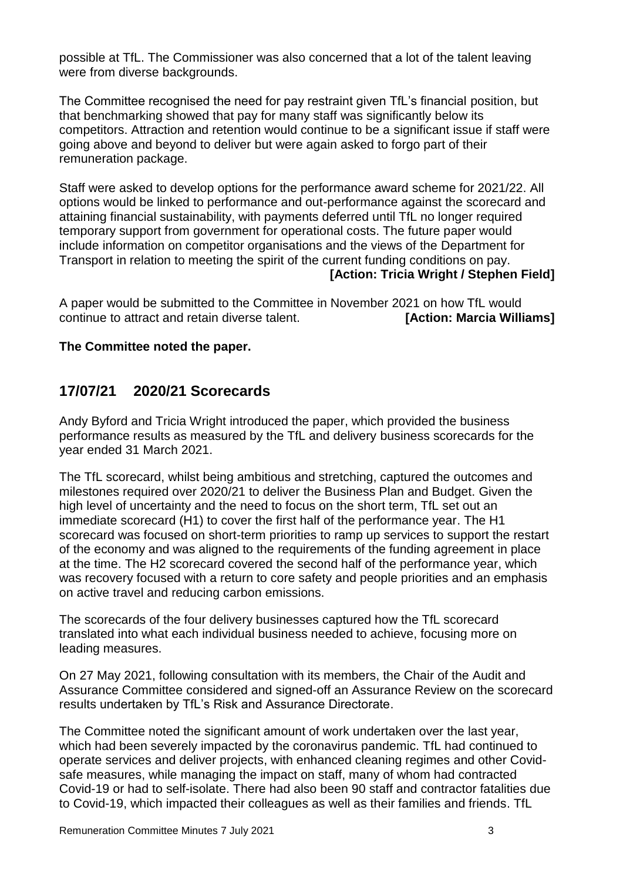possible at TfL. The Commissioner was also concerned that a lot of the talent leaving were from diverse backgrounds.

The Committee recognised the need for pay restraint given TfL's financial position, but that benchmarking showed that pay for many staff was significantly below its competitors. Attraction and retention would continue to be a significant issue if staff were going above and beyond to deliver but were again asked to forgo part of their remuneration package.

Staff were asked to develop options for the performance award scheme for 2021/22. All options would be linked to performance and out-performance against the scorecard and attaining financial sustainability, with payments deferred until TfL no longer required temporary support from government for operational costs. The future paper would include information on competitor organisations and the views of the Department for Transport in relation to meeting the spirit of the current funding conditions on pay.

**[Action: Tricia Wright / Stephen Field]**

A paper would be submitted to the Committee in November 2021 on how TfL would continue to attract and retain diverse talent. **[Action: Marcia Williams]**

**The Committee noted the paper.**

## 17/07/21 2020/21 Scorecards

Andy Byford and Tricia Wright introduced the paper, which provided the business performance results as measured by the TfL and delivery business scorecards for the year ended 31 March 2021.

The TfL scorecard, whilst being ambitious and stretching, captured the outcomes and milestones required over 2020/21 to deliver the Business Plan and Budget. Given the high level of uncertainty and the need to focus on the short term, TfL set out an immediate scorecard (H1) to cover the first half of the performance year. The H1 scorecard was focused on short-term priorities to ramp up services to support the restart of the economy and was aligned to the requirements of the funding agreement in place at the time. The H2 scorecard covered the second half of the performance year, which was recovery focused with a return to core safety and people priorities and an emphasis on active travel and reducing carbon emissions.

The scorecards of the four delivery businesses captured how the TfL scorecard translated into what each individual business needed to achieve, focusing more on leading measures.

On 27 May 2021, following consultation with its members, the Chair of the Audit and Assurance Committee considered and signed-off an Assurance Review on the scorecard results undertaken by TfL's Risk and Assurance Directorate.

The Committee noted the significant amount of work undertaken over the last year, which had been severely impacted by the coronavirus pandemic. TfL had continued to operate services and deliver projects, with enhanced cleaning regimes and other Covid-safe measures, while managing the impact on staff, many of whom had contracted Covid-19 or had to self-isolate. There had also been 90 staff and contractor fatalities due to Covid-19, which impacted their colleagues as well as their families and friends. TfL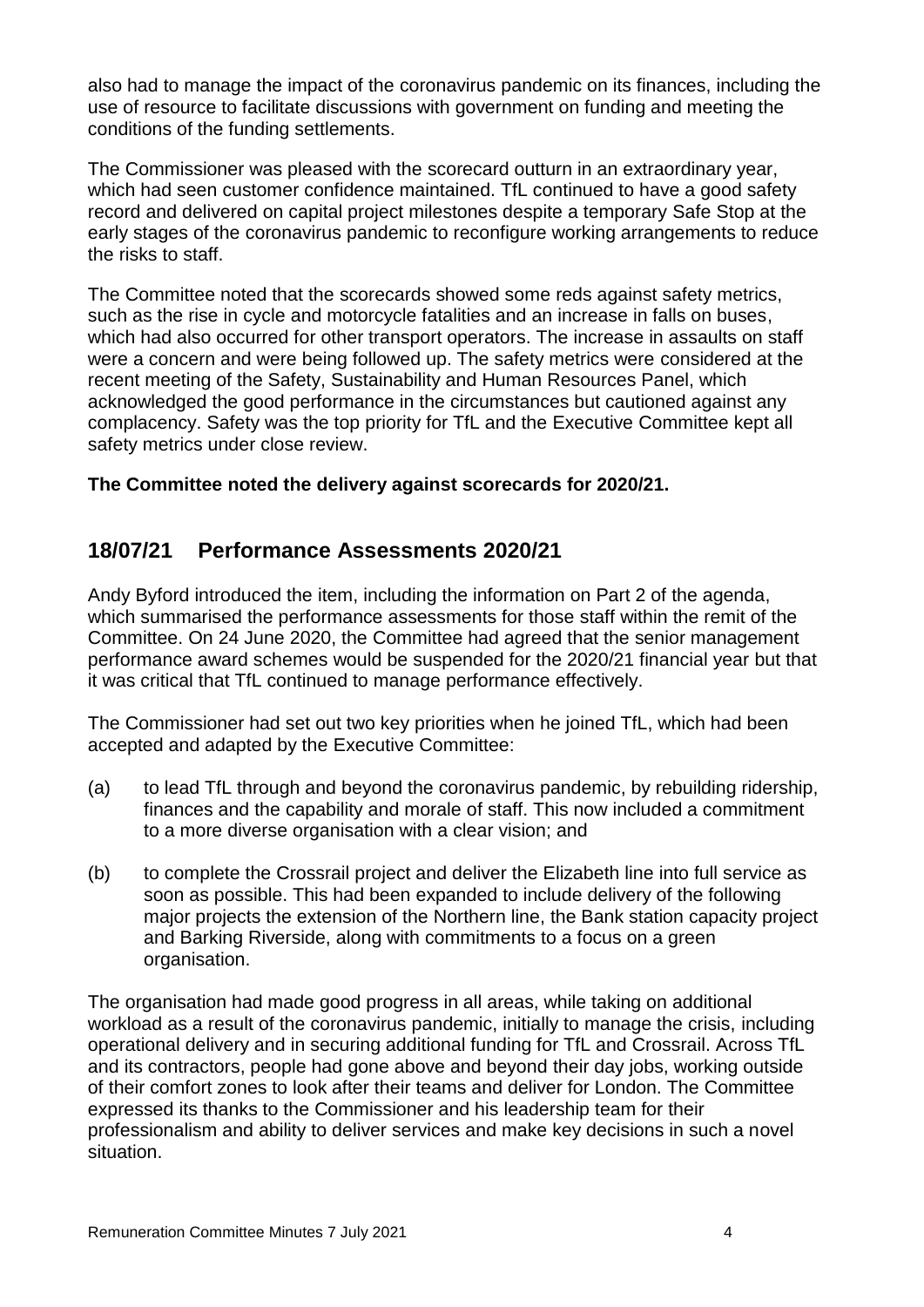also had to manage the impact of the coronavirus pandemic on its finances, including the use of resource to facilitate discussions with government on funding and meeting the conditions of the funding settlements.

The Commissioner was pleased with the scorecard outturn in an extraordinary year, which had seen customer confidence maintained. TfL continued to have a good safety record and delivered on capital project milestones despite a temporary Safe Stop at the early stages of the coronavirus pandemic to reconfigure working arrangements to reduce the risks to staff.

The Committee noted that the scorecards showed some reds against safety metrics, such as the rise in cycle and motorcycle fatalities and an increase in falls on buses, which had also occurred for other transport operators. The increase in assaults on staff were a concern and were being followed up. The safety metrics were considered at the recent meeting of the Safety, Sustainability and Human Resources Panel, which acknowledged the good performance in the circumstances but cautioned against any complacency. Safety was the top priority for TfL and the Executive Committee kept all safety metrics under close review.

**The Committee noted the delivery against scorecards for 2020/21.**

## 18/07/21 Performance Assessments 2020/21

Andy Byford introduced the item, including the information on Part 2 of the agenda, which summarised the performance assessments for those staff within the remit of the Committee. On 24 June 2020, the Committee had agreed that the senior management performance award schemes would be suspended for the 2020/21 financial year but that it was critical that TfL continued to manage performance effectively.

The Commissioner had set out two key priorities when he joined TfL, which had been accepted and adapted by the Executive Committee:

(a) to lead TfL through and beyond the coronavirus pandemic, by rebuilding ridership, finances and the capability and morale of staff. This now included a commitment to a more diverse organisation with a clear vision; and

(b) to complete the Crossrail project and deliver the Elizabeth line into full service as soon as possible. This had been expanded to include delivery of the following major projects the extension of the Northern line, the Bank station capacity project and Barking Riverside, along with commitments to a focus on a green organisation.

The organisation had made good progress in all areas, while taking on additional workload as a result of the coronavirus pandemic, initially to manage the crisis, including operational delivery and in securing additional funding for TfL and Crossrail. Across TfL and its contractors, people had gone above and beyond their day jobs, working outside of their comfort zones to look after their teams and deliver for London. The Committee expressed its thanks to the Commissioner and his leadership team for their professionalism and ability to deliver services and make key decisions in such a novel situation.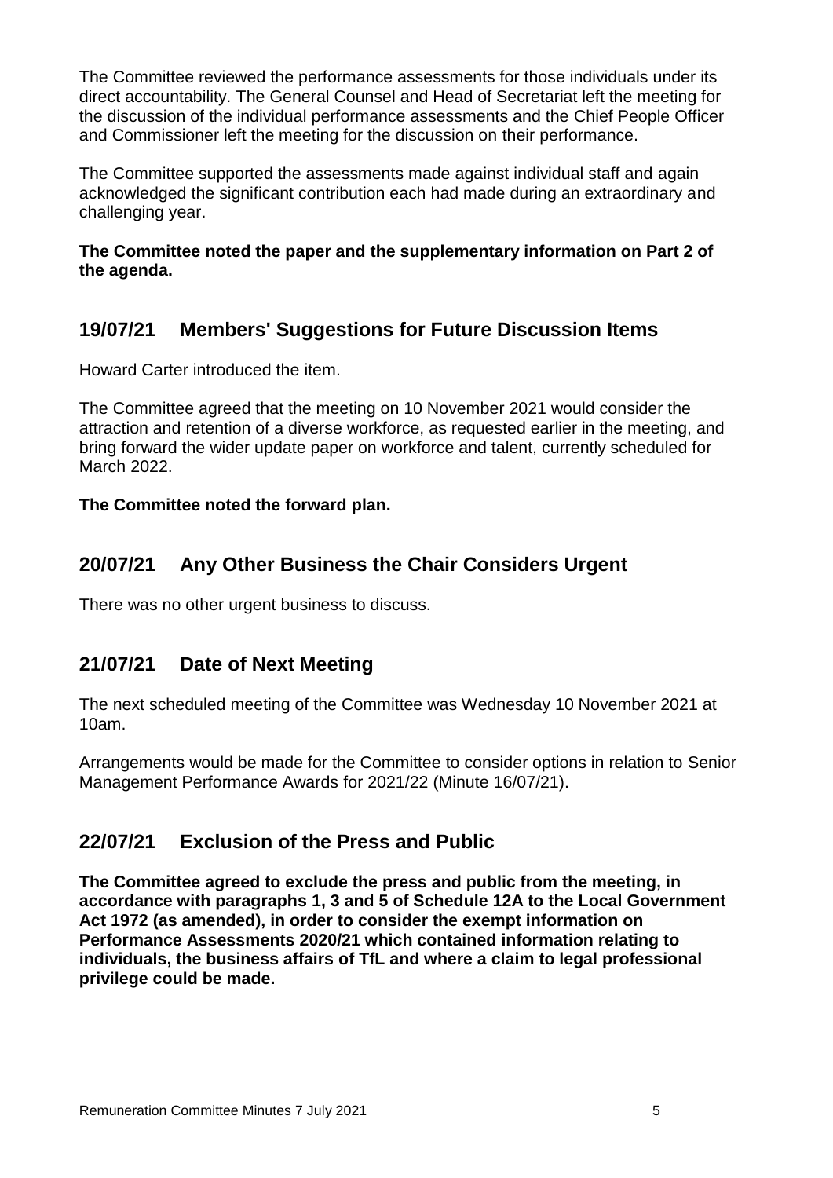The Committee reviewed the performance assessments for those individuals under its direct accountability. The General Counsel and Head of Secretariat left the meeting for the discussion of the individual performance assessments and the Chief People Officer and Commissioner left the meeting for the discussion on their performance.

The Committee supported the assessments made against individual staff and again acknowledged the significant contribution each had made during an extraordinary and challenging year.

**The Committee noted the paper and the supplementary information on Part 2 of the agenda.**

## 19/07/21 Members' Suggestions for Future Discussion Items

Howard Carter introduced the item.

The Committee agreed that the meeting on 10 November 2021 would consider the attraction and retention of a diverse workforce, as requested earlier in the meeting, and bring forward the wider update paper on workforce and talent, currently scheduled for March 2022.

**The Committee noted the forward plan.**

## 20/07/21 Any Other Business the Chair Considers Urgent

There was no other urgent business to discuss.

## 21/07/21 Date of Next Meeting

The next scheduled meeting of the Committee was Wednesday 10 November 2021 at 10am.

Arrangements would be made for the Committee to consider options in relation to Senior Management Performance Awards for 2021/22 (Minute 16/07/21).

## 22/07/21 Exclusion of the Press and Public

**The Committee agreed to exclude the press and public from the meeting, in accordance with paragraphs 1, 3 and 5 of Schedule 12A to the Local Government Act 1972 (as amended), in order to consider the exempt information on Performance Assessments 2020/21 which contained information relating to individuals, the business affairs of TfL and where a claim to legal professional privilege could be made.**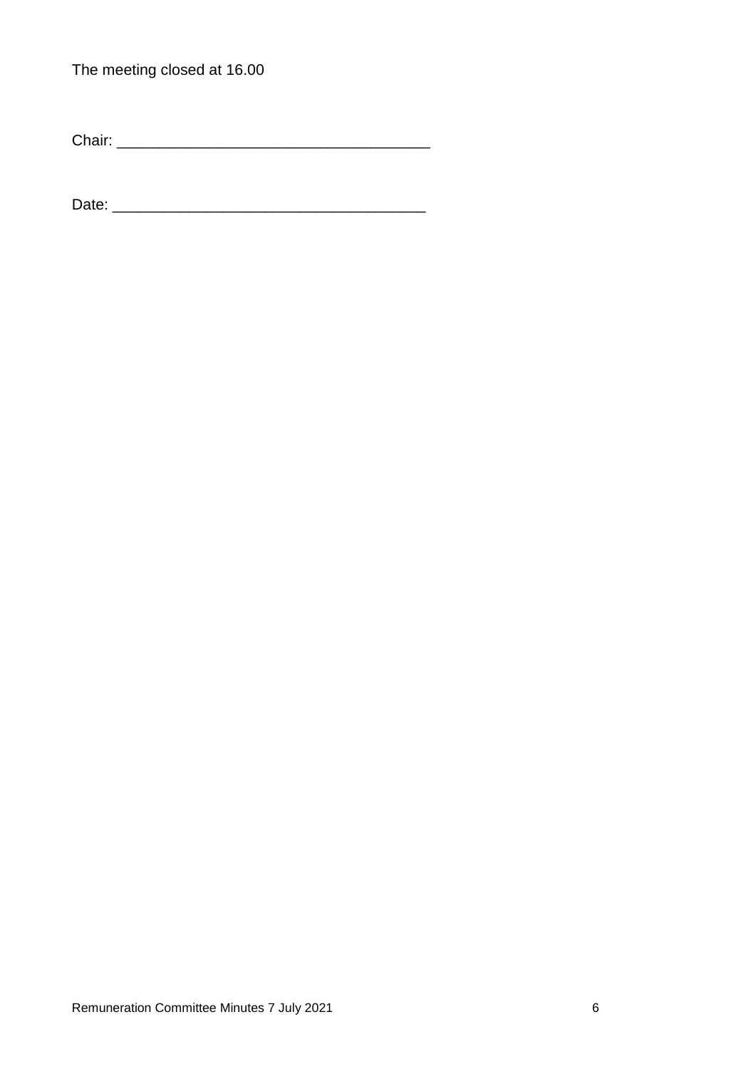The meeting closed at 16.00

Chair: ___________________________________

Date: ____________________________________